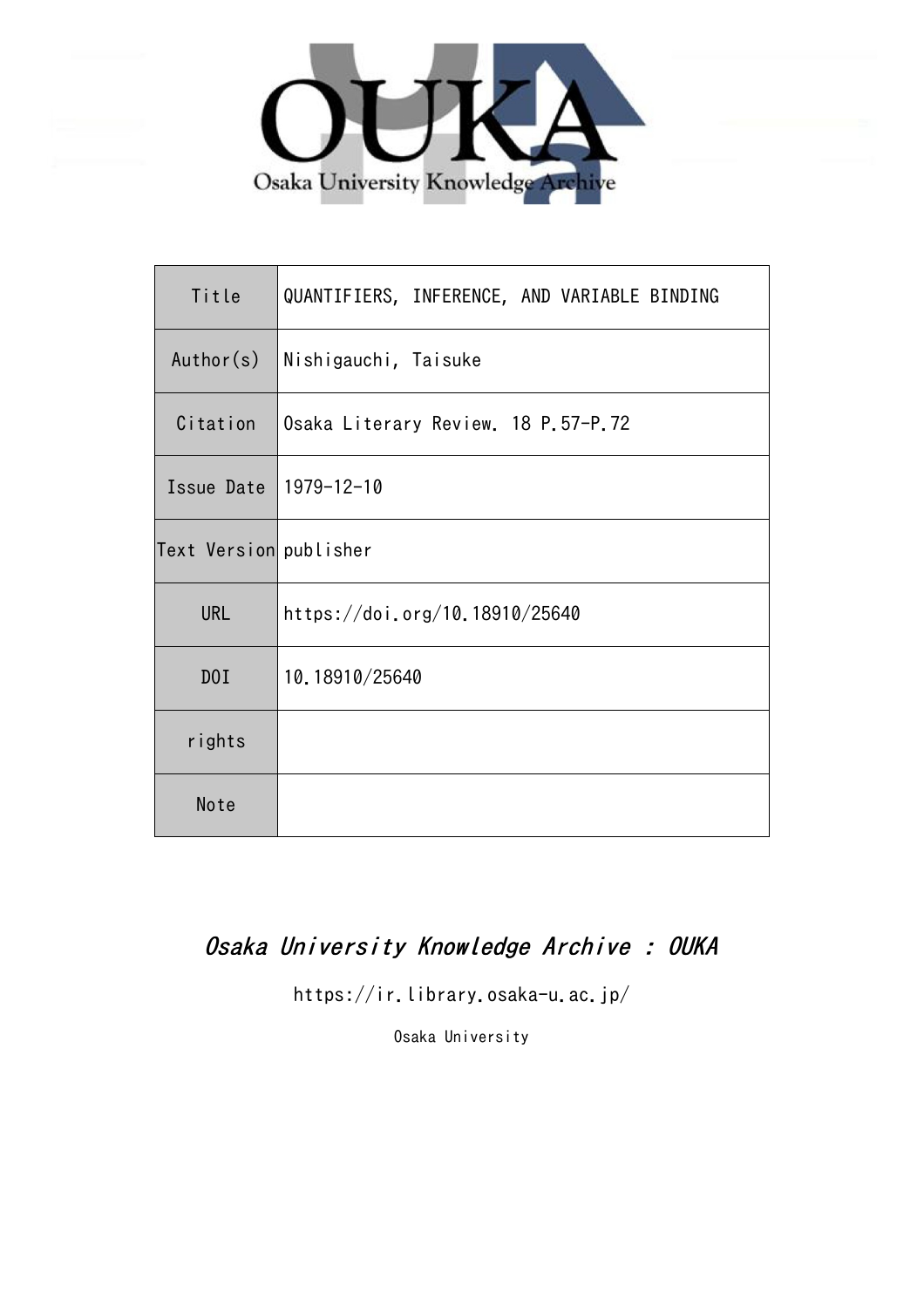Osaka University Knowledge Archive

| Title | QUANTIFIERS, INFERENCE, AND VARIABLE BINDING |
| --- | --- |
| Author(s) | Nishigauchi, Taisuke |
| Citation | Osaka Literary Review. 18 P.57-P.72 |
| Issue Date | 1979-12-10 |
| Text Version | publisher |
| URL | https://doi.org/10.18910/25640 |
| DOI | 10.18910/25640 |
| rights | |
| Note | |

*Osaka University Knowledge Archive : OUKA*

https://ir.library.osaka-u.ac.jp/

Osaka University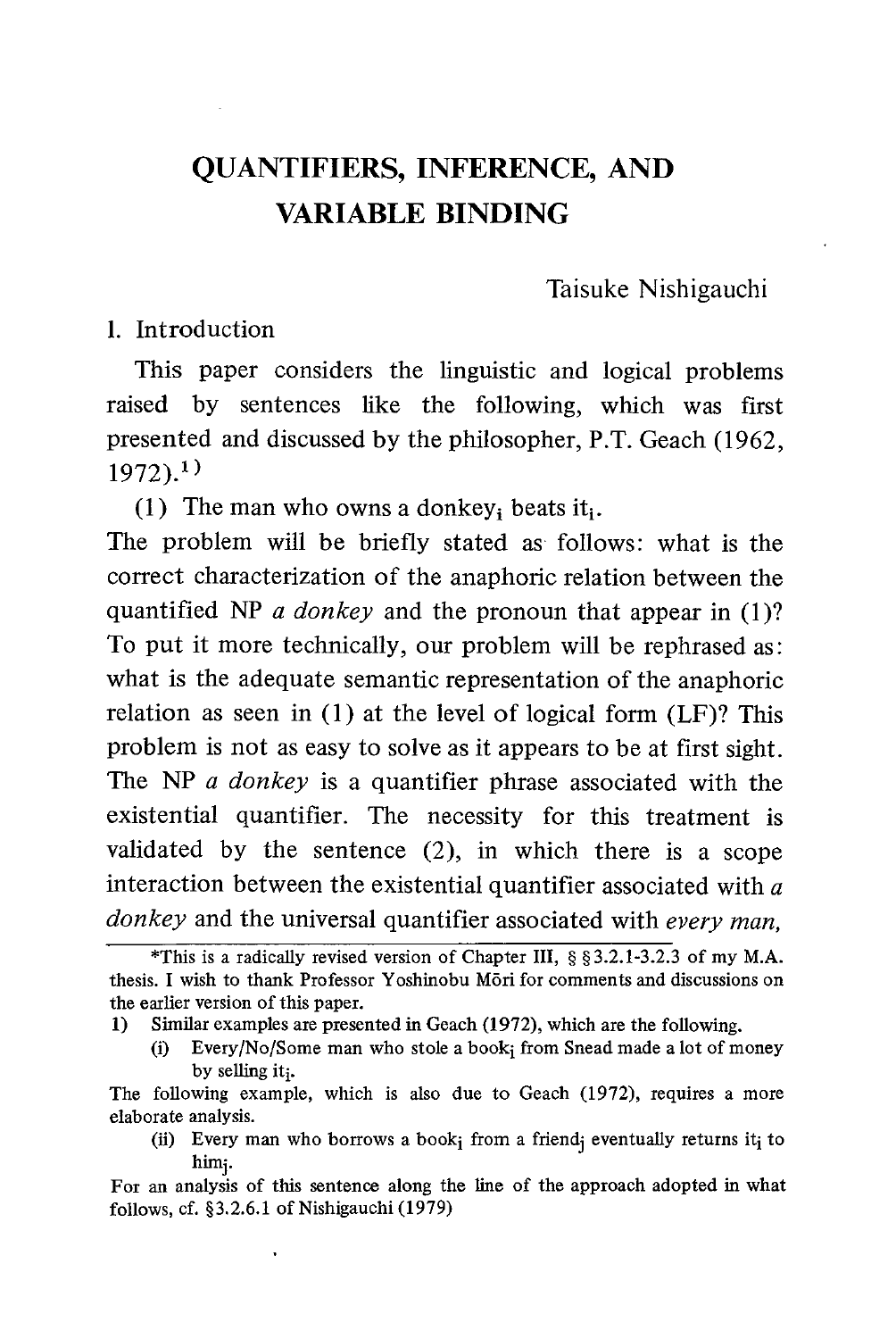# QUANTIFIERS, INFERENCE, AND VARIABLE BINDING

Taisuke Nishigauchi

## I. Introduction

This paper considers the linguistic and logical problems raised by sentences like the following, which was first presented and discussed by the philosopher, P.T. Geach (1962, 1972).[1)]

(1) The man who owns a donkey$_i$ beats it$_i$.

The problem will be briefly stated as follows: what is the correct characterization of the anaphoric relation between the quantified NP *a donkey* and the pronoun that appear in (1)? To put it more technically, our problem will be rephrased as: what is the adequate semantic representation of the anaphoric relation as seen in (1) at the level of logical form (LF)? This problem is not as easy to solve as it appears to be at first sight. The NP *a donkey* is a quantifier phrase associated with the existential quantifier. The necessity for this treatment is validated by the sentence (2), in which there is a scope interaction between the existential quantifier associated with *a donkey* and the universal quantifier associated with *every man*,

---

\*This is a radically revised version of Chapter III, § §3.2.1-3.2.3 of my M.A. thesis. I wish to thank Professor Yoshinobu Mōri for comments and discussions on the earlier version of this paper.

1) Similar examples are presented in Geach (1972), which are the following.

(i) Every/No/Some man who stole a book$_i$ from Snead made a lot of money by selling it$_i$.

The following example, which is also due to Geach (1972), requires a more elaborate analysis.

(ii) Every man who borrows a book$_i$ from a friend$_j$ eventually returns it$_i$ to him$_j$.

For an analysis of this sentence along the line of the approach adopted in what follows, cf. §3.2.6.1 of Nishigauchi (1979)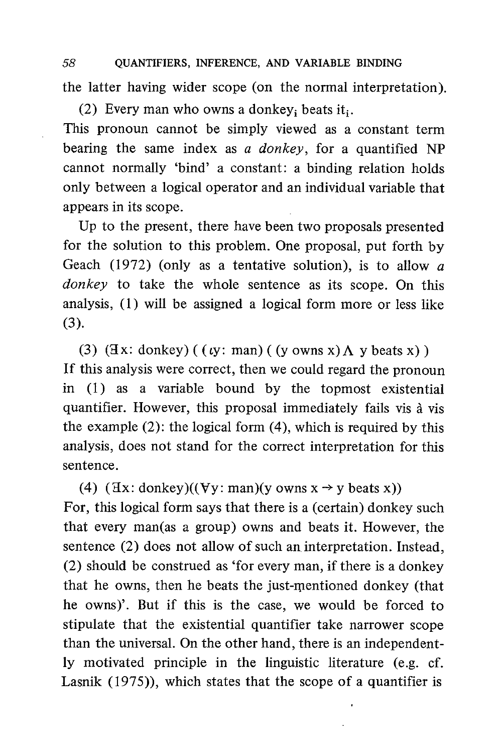the latter having wider scope (on the normal interpretation).

(2) Every man who owns a donkey$_i$ beats it$_i$.

This pronoun cannot be simply viewed as a constant term bearing the same index as *a donkey*, for a quantified NP cannot normally 'bind' a constant: a binding relation holds only between a logical operator and an individual variable that appears in its scope.

Up to the present, there have been two proposals presented for the solution to this problem. One proposal, put forth by Geach (1972) (only as a tentative solution), is to allow *a donkey* to take the whole sentence as its scope. On this analysis, (1) will be assigned a logical form more or less like (3).

(3) $(\exists x\colon \text{donkey})\ ((\iota y\colon \text{man})\ ((y \text{ owns } x) \wedge y \text{ beats } x))$

If this analysis were correct, then we could regard the pronoun in (1) as a variable bound by the topmost existential quantifier. However, this proposal immediately fails vis à vis the example (2): the logical form (4), which is required by this analysis, does not stand for the correct interpretation for this sentence.

(4) $(\exists x\colon \text{donkey})((\forall y\colon \text{man})(y \text{ owns } x \rightarrow y \text{ beats } x))$

For, this logical form says that there is a (certain) donkey such that every man(as a group) owns and beats it. However, the sentence (2) does not allow of such an interpretation. Instead, (2) should be construed as 'for every man, if there is a donkey that he owns, then he beats the just-mentioned donkey (that he owns)'. But if this is the case, we would be forced to stipulate that the existential quantifier take narrower scope than the universal. On the other hand, there is an independently motivated principle in the linguistic literature (e.g. cf. Lasnik (1975)), which states that the scope of a quantifier is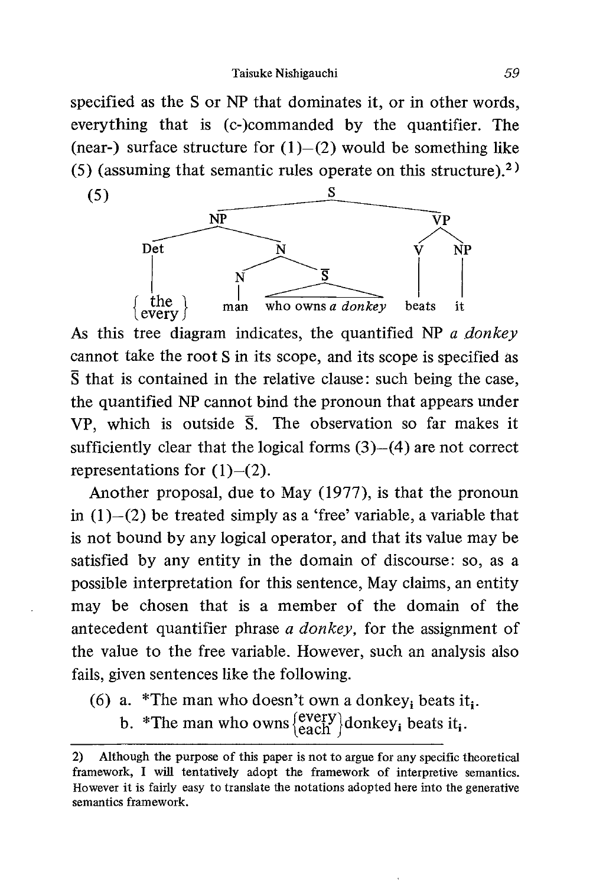specified as the S or NP that dominates it, or in other words, everything that is (c-)commanded by the quantifier. The (near-) surface structure for (1)–(2) would be something like (5) (assuming that semantic rules operate on this structure).[2]

(5)

```
                          S
              ____________|____________
             NP                        VP
        _____|_____                   /  \
      Det          N                 V    NP
       |        ___|___              |    |
       |       N       S̄             |    |
       |       |    ___|___          |    |
  {the  }     man  who owns a donkey beats it
  {every}
```

As this tree diagram indicates, the quantified NP *a donkey* cannot take the root S in its scope, and its scope is specified as $\bar{S}$ that is contained in the relative clause: such being the case, the quantified NP cannot bind the pronoun that appears under VP, which is outside $\bar{S}$. The observation so far makes it sufficiently clear that the logical forms (3)–(4) are not correct representations for (1)–(2).

Another proposal, due to May (1977), is that the pronoun in (1)–(2) be treated simply as a 'free' variable, a variable that is not bound by any logical operator, and that its value may be satisfied by any entity in the domain of discourse: so, as a possible interpretation for this sentence, May claims, an entity may be chosen that is a member of the domain of the antecedent quantifier phrase *a donkey*, for the assignment of the value to the free variable. However, such an analysis also fails, given sentences like the following.

(6) a. *The man who doesn't own a donkey$_i$ beats it$_i$.

b. *The man who owns $\left\{\begin{matrix}\text{every}\\ \text{each}\end{matrix}\right\}$ donkey$_i$ beats it$_i$.

---

2) Although the purpose of this paper is not to argue for any specific theoretical framework, I will tentatively adopt the framework of interpretive semantics. However it is fairly easy to translate the notations adopted here into the generative semantics framework.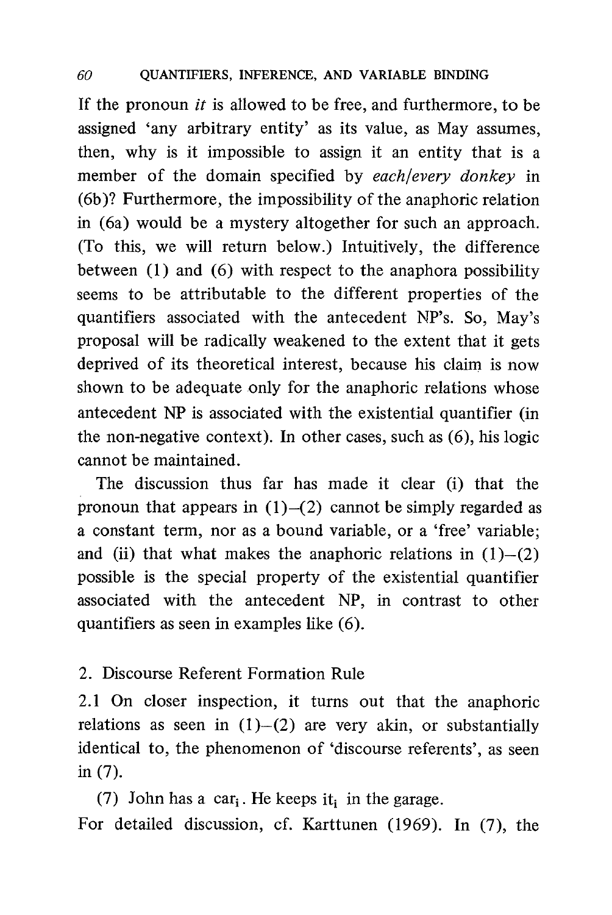If the pronoun *it* is allowed to be free, and furthermore, to be assigned 'any arbitrary entity' as its value, as May assumes, then, why is it impossible to assign it an entity that is a member of the domain specified by *each/every donkey* in (6b)? Furthermore, the impossibility of the anaphoric relation in (6a) would be a mystery altogether for such an approach. (To this, we will return below.) Intuitively, the difference between (1) and (6) with respect to the anaphora possibility seems to be attributable to the different properties of the quantifiers associated with the antecedent NP's. So, May's proposal will be radically weakened to the extent that it gets deprived of its theoretical interest, because his claim is now shown to be adequate only for the anaphoric relations whose antecedent NP is associated with the existential quantifier (in the non-negative context). In other cases, such as (6), his logic cannot be maintained.

The discussion thus far has made it clear (i) that the pronoun that appears in (1)–(2) cannot be simply regarded as a constant term, nor as a bound variable, or a 'free' variable; and (ii) that what makes the anaphoric relations in (1)–(2) possible is the special property of the existential quantifier associated with the antecedent NP, in contrast to other quantifiers as seen in examples like (6).

## 2. Discourse Referent Formation Rule

2.1 On closer inspection, it turns out that the anaphoric relations as seen in (1)–(2) are very akin, or substantially identical to, the phenomenon of 'discourse referents', as seen in (7).

(7) John has a $\text{car}_i$. He keeps $\text{it}_i$ in the garage.

For detailed discussion, cf. Karttunen (1969). In (7), the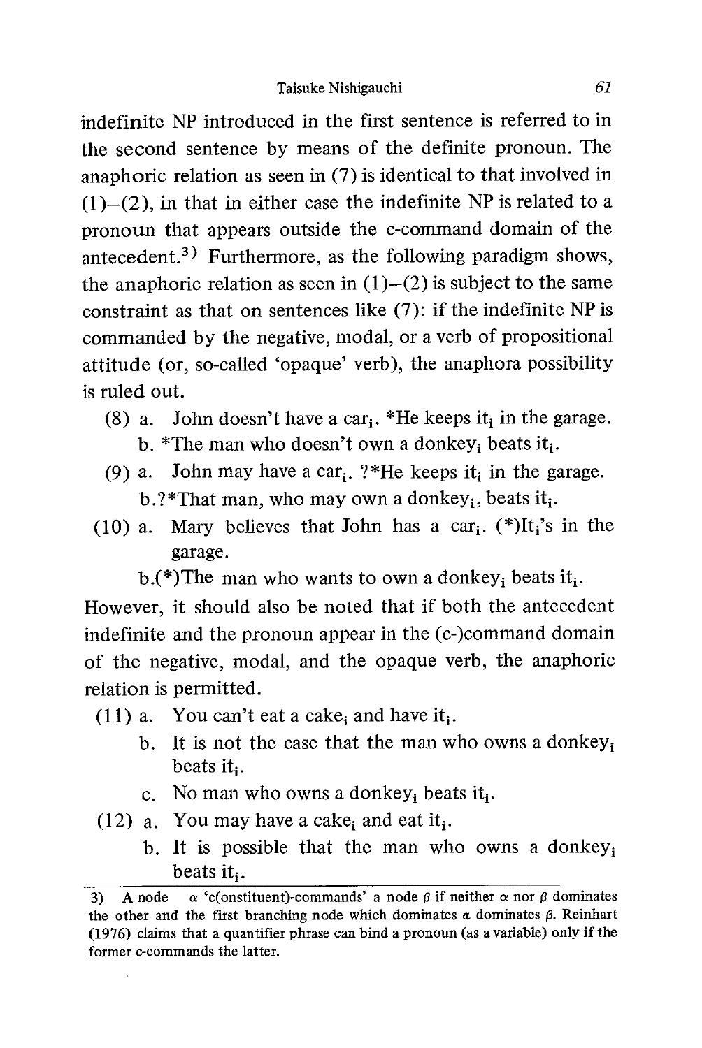indefinite NP introduced in the first sentence is referred to in the second sentence by means of the definite pronoun. The anaphoric relation as seen in (7) is identical to that involved in (1)–(2), in that in either case the indefinite NP is related to a pronoun that appears outside the c-command domain of the antecedent.[3] Furthermore, as the following paradigm shows, the anaphoric relation as seen in (1)–(2) is subject to the same constraint as that on sentences like (7): if the indefinite NP is commanded by the negative, modal, or a verb of propositional attitude (or, so-called 'opaque' verb), the anaphora possibility is ruled out.

(8) a. John doesn't have a $car_i$. *He keeps $it_i$ in the garage.
    b. *The man who doesn't own a $donkey_i$ beats $it_i$.

(9) a. John may have a $car_i$. ?*He keeps $it_i$ in the garage.
    b. ?*That man, who may own a $donkey_i$, beats $it_i$.

(10) a. Mary believes that John has a $car_i$. (*)$It_i$'s in the garage.
     b. (*)The man who wants to own a $donkey_i$ beats $it_i$.

However, it should also be noted that if both the antecedent indefinite and the pronoun appear in the (c-)command domain of the negative, modal, and the opaque verb, the anaphoric relation is permitted.

(11) a. You can't eat a $cake_i$ and have $it_i$.
     b. It is not the case that the man who owns a $donkey_i$ beats $it_i$.
     c. No man who owns a $donkey_i$ beats $it_i$.

(12) a. You may have a $cake_i$ and eat $it_i$.
     b. It is possible that the man who owns a $donkey_i$ beats $it_i$.

---

3) A node $\alpha$ 'c(onstituent)-commands' a node $\beta$ if neither $\alpha$ nor $\beta$ dominates the other and the first branching node which dominates $\alpha$ dominates $\beta$. Reinhart (1976) claims that a quantifier phrase can bind a pronoun (as a variable) only if the former c-commands the latter.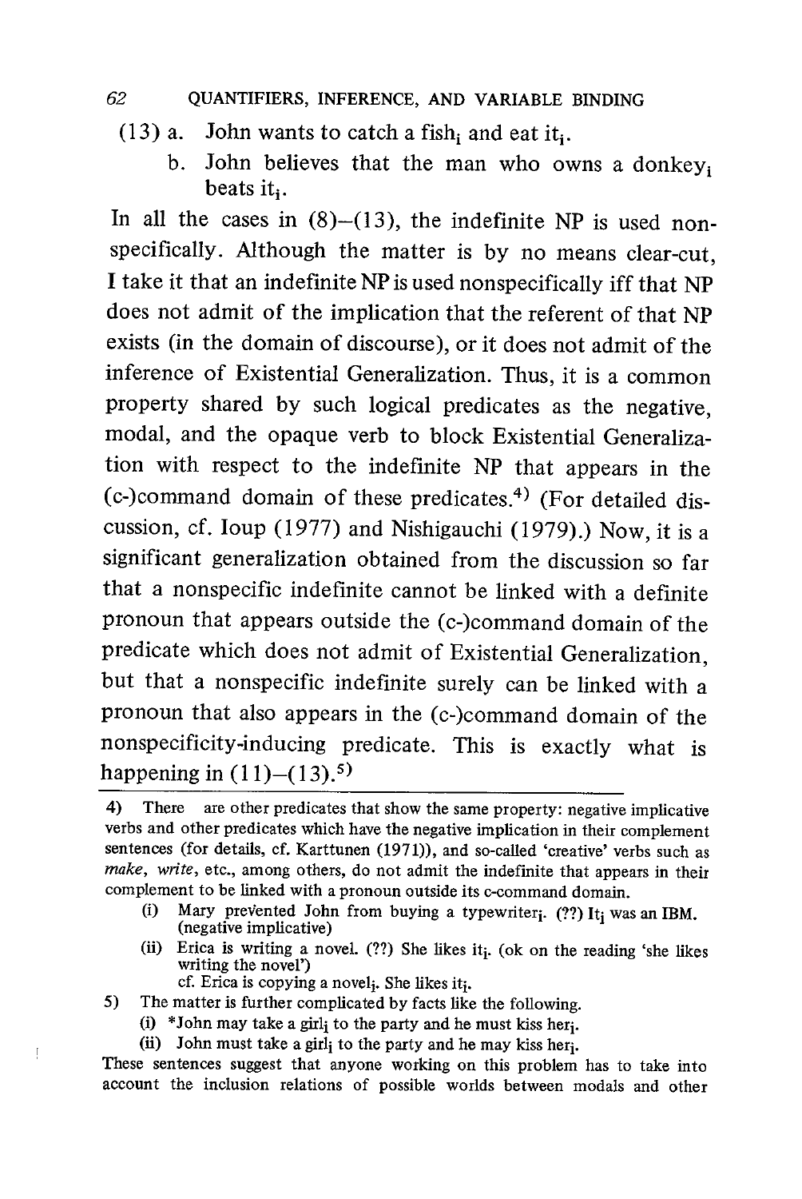(13) a. John wants to catch a fish$_i$ and eat it$_i$.

  b. John believes that the man who owns a donkey$_i$ beats it$_i$.

In all the cases in (8)–(13), the indefinite NP is used nonspecifically. Although the matter is by no means clear-cut, I take it that an indefinite NP is used nonspecifically iff that NP does not admit of the implication that the referent of that NP exists (in the domain of discourse), or it does not admit of the inference of Existential Generalization. Thus, it is a common property shared by such logical predicates as the negative, modal, and the opaque verb to block Existential Generalization with respect to the indefinite NP that appears in the (c-)command domain of these predicates.[4] (For detailed discussion, cf. Ioup (1977) and Nishigauchi (1979).) Now, it is a significant generalization obtained from the discussion so far that a nonspecific indefinite cannot be linked with a definite pronoun that appears outside the (c-)command domain of the predicate which does not admit of Existential Generalization, but that a nonspecific indefinite surely can be linked with a pronoun that also appears in the (c-)command domain of the nonspecificity-inducing predicate. This is exactly what is happening in (11)–(13).[5]

---

4) There are other predicates that show the same property: negative implicative verbs and other predicates which have the negative implication in their complement sentences (for details, cf. Karttunen (1971)), and so-called 'creative' verbs such as *make*, *write*, etc., among others, do not admit the indefinite that appears in their complement to be linked with a pronoun outside its c-command domain.

(i) Mary prevented John from buying a typewriter$_i$. (??) It$_i$ was an IBM. (negative implicative)

(ii) Erica is writing a novel. (??) She likes it$_i$. (ok on the reading 'she likes writing the novel')
  cf. Erica is copying a novel$_i$. She likes it$_i$.

5) The matter is further complicated by facts like the following.

(i) *John may take a girl$_i$ to the party and he must kiss her$_i$.

(ii) John must take a girl$_i$ to the party and he may kiss her$_i$.

These sentences suggest that anyone working on this problem has to take into account the inclusion relations of possible worlds between modals and other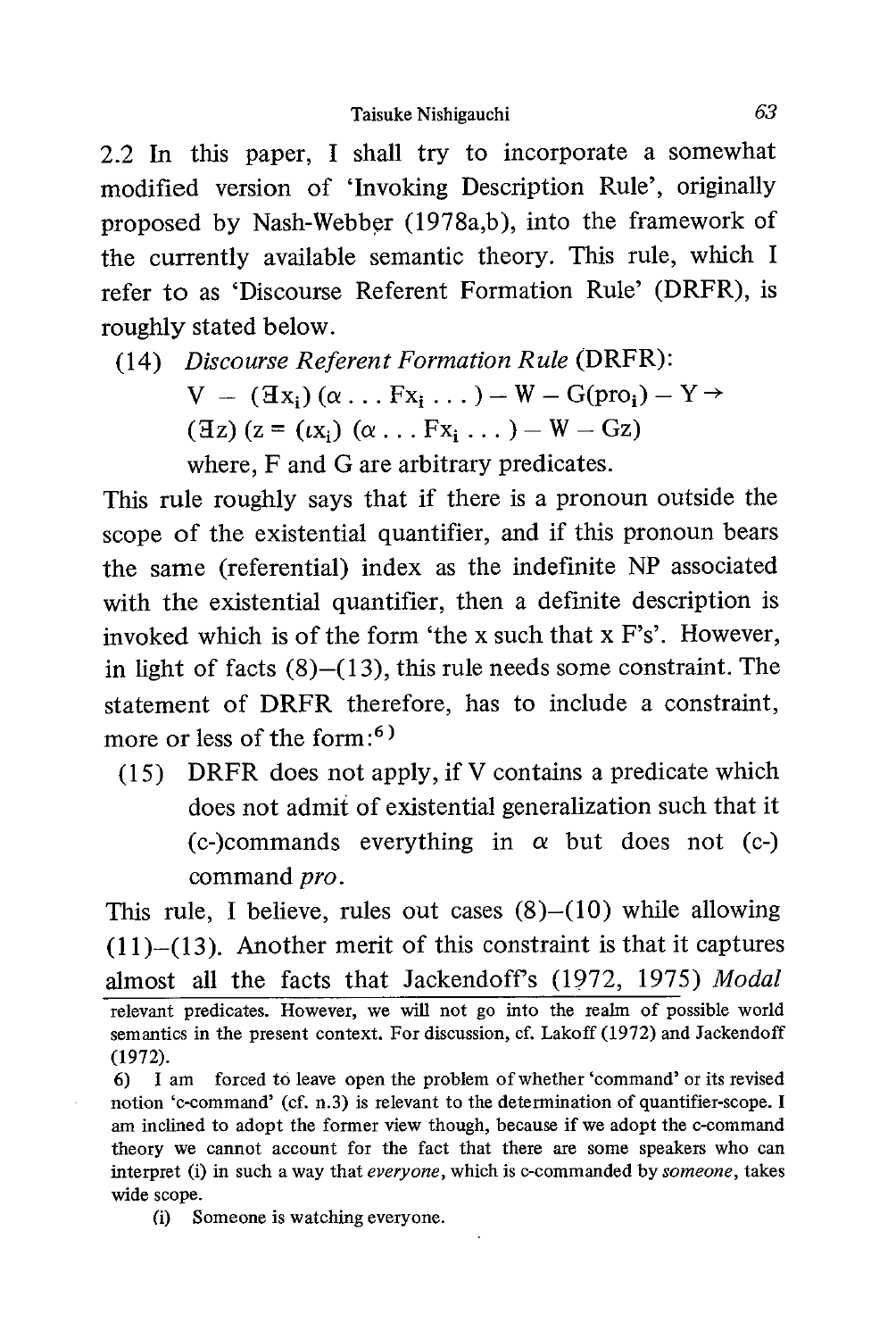2.2 In this paper, I shall try to incorporate a somewhat modified version of 'Invoking Description Rule', originally proposed by Nash-Webber (1978a,b), into the framework of the currently available semantic theory. This rule, which I refer to as 'Discourse Referent Formation Rule' (DRFR), is roughly stated below.

(14) *Discourse Referent Formation Rule* (DRFR):

$$V - (\exists x_i)(\alpha \ldots Fx_i \ldots) - W - G(pro_i) - Y \rightarrow$$
$$(\exists z)(z = (\iota x_i)(\alpha \ldots Fx_i \ldots) - W - Gz)$$

where, F and G are arbitrary predicates.

This rule roughly says that if there is a pronoun outside the scope of the existential quantifier, and if this pronoun bears the same (referential) index as the indefinite NP associated with the existential quantifier, then a definite description is invoked which is of the form 'the x such that x F's'. However, in light of facts (8)–(13), this rule needs some constraint. The statement of DRFR therefore, has to include a constraint, more or less of the form:[6]

(15) DRFR does not apply, if V contains a predicate which does not admit of existential generalization such that it (c-)commands everything in $\alpha$ but does not (c-) command *pro*.

This rule, I believe, rules out cases (8)–(10) while allowing (11)–(13). Another merit of this constraint is that it captures almost all the facts that Jackendoff's (1972, 1975) *Modal*

---

relevant predicates. However, we will not go into the realm of possible world semantics in the present context. For discussion, cf. Lakoff (1972) and Jackendoff (1972).

6) I am forced to leave open the problem of whether 'command' or its revised notion 'c-command' (cf. n.3) is relevant to the determination of quantifier-scope. I am inclined to adopt the former view though, because if we adopt the c-command theory we cannot account for the fact that there are some speakers who can interpret (i) in such a way that *everyone*, which is c-commanded by *someone*, takes wide scope.

(i) Someone is watching everyone.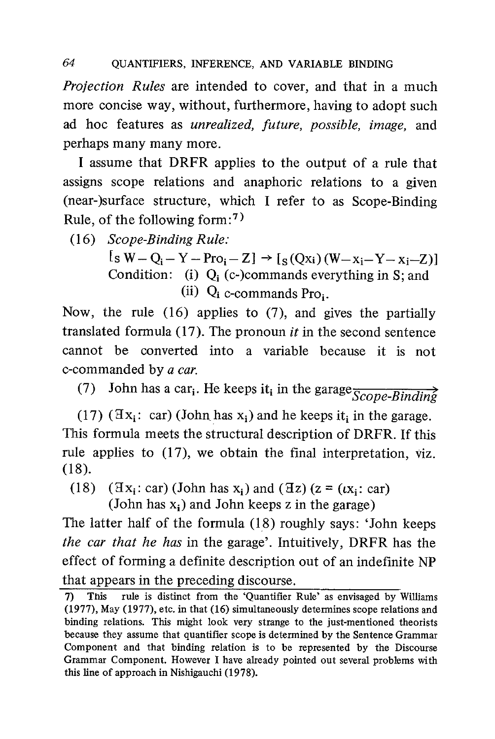*Projection Rules* are intended to cover, and that in a much more concise way, without, furthermore, having to adopt such ad hoc features as *unrealized, future, possible, image,* and perhaps many many more.

I assume that DRFR applies to the output of a rule that assigns scope relations and anaphoric relations to a given (near-)surface structure, which I refer to as Scope-Binding Rule, of the following form:[7]

(16) *Scope-Binding Rule:*

$[_S\, W - Q_i - Y - Pro_i - Z] \rightarrow [_S\, (Qx_i)\, (W - x_i - Y - x_i - Z)]$

Condition: (i) $Q_i$ (c-)commands everything in S; and

(ii) $Q_i$ c-commands $Pro_i$.

Now, the rule (16) applies to (7), and gives the partially translated formula (17). The pronoun *it* in the second sentence cannot be converted into a variable because it is not c-commanded by *a car.*

(7) John has a $car_i$. He keeps $it_i$ in the garage $\xrightarrow{\textit{Scope-Binding}}$

(17) $(\exists x_i$: car) (John has $x_i$) and he keeps $it_i$ in the garage.

This formula meets the structural description of DRFR. If this rule applies to (17), we obtain the final interpretation, viz. (18).

(18) $(\exists x_i$: car) (John has $x_i$) and $(\exists z)$ ($z = (\iota x_i$: car) (John has $x_i$) and John keeps z in the garage)

The latter half of the formula (18) roughly says: 'John keeps *the car that he has* in the garage'. Intuitively, DRFR has the effect of forming a definite description out of an indefinite NP that appears in the preceding discourse.

[7] This rule is distinct from the 'Quantifier Rule' as envisaged by Williams (1977), May (1977), etc. in that (16) simultaneously determines scope relations and binding relations. This might look very strange to the just-mentioned theorists because they assume that quantifier scope is determined by the Sentence Grammar Component and that binding relation is to be represented by the Discourse Grammar Component. However I have already pointed out several problems with this line of approach in Nishigauchi (1978).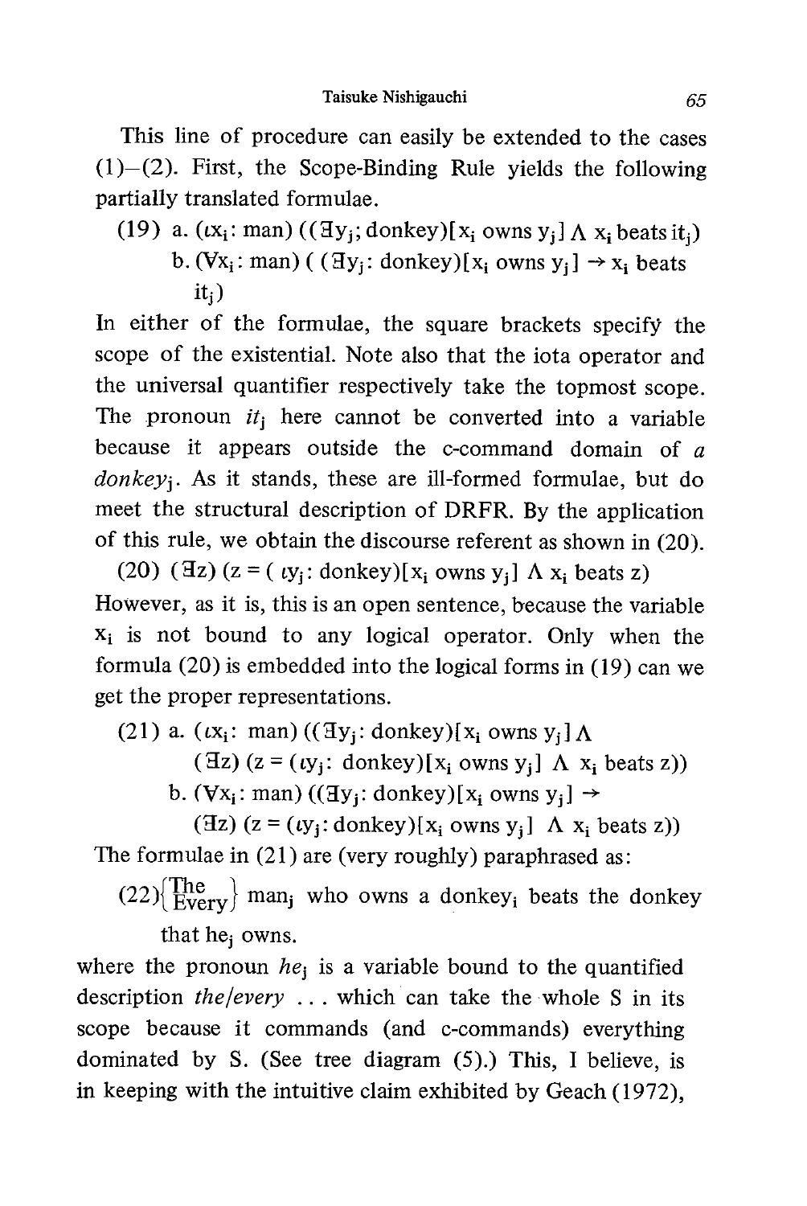This line of procedure can easily be extended to the cases (1)–(2). First, the Scope-Binding Rule yields the following partially translated formulae.

(19) a. $(\iota x_i\text{: man})\ ((\exists y_j\text{; donkey})[x_i \text{ owns } y_j] \wedge x_i \text{ beats } it_j)$

b. $(\forall x_i\text{: man})\ ((\exists y_j\text{: donkey})[x_i \text{ owns } y_j] \rightarrow x_i \text{ beats } it_j)$

In either of the formulae, the square brackets specify the scope of the existential. Note also that the iota operator and the universal quantifier respectively take the topmost scope. The pronoun $it_j$ here cannot be converted into a variable because it appears outside the c-command domain of *a donkey*$_j$. As it stands, these are ill-formed formulae, but do meet the structural description of DRFR. By the application of this rule, we obtain the discourse referent as shown in (20).

(20) $(\exists z)\ (z = (\iota y_j\text{: donkey})[x_i \text{ owns } y_j] \wedge x_i \text{ beats } z)$

However, as it is, this is an open sentence, because the variable $x_i$ is not bound to any logical operator. Only when the formula (20) is embedded into the logical forms in (19) can we get the proper representations.

(21) a. $(\iota x_i\text{: man})\ ((\exists y_j\text{: donkey})[x_i \text{ owns } y_j] \wedge (\exists z)\ (z = (\iota y_j\text{: donkey})[x_i \text{ owns } y_j] \wedge x_i \text{ beats } z))$

b. $(\forall x_i\text{: man})\ ((\exists y_j\text{: donkey})[x_i \text{ owns } y_j] \rightarrow (\exists z)\ (z = (\iota y_j\text{: donkey})[x_i \text{ owns } y_j] \wedge x_i \text{ beats } z))$

The formulae in (21) are (very roughly) paraphrased as:

(22) {The / Every} man$_j$ who owns a donkey$_i$ beats the donkey that he$_j$ owns.

where the pronoun *he*$_j$ is a variable bound to the quantified description *the/every* . . . which can take the whole S in its scope because it commands (and c-commands) everything dominated by S. (See tree diagram (5).) This, I believe, is in keeping with the intuitive claim exhibited by Geach (1972),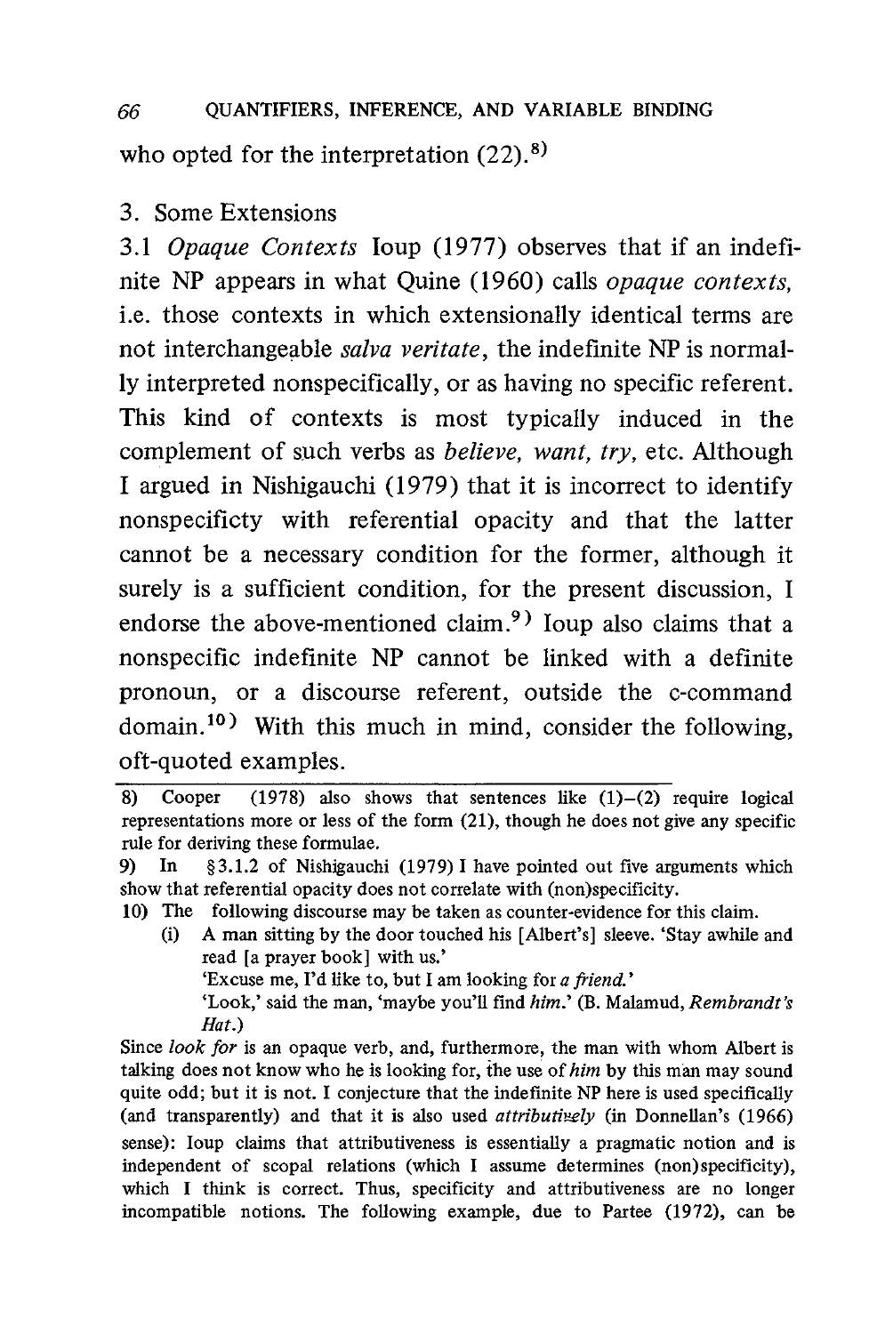who opted for the interpretation (22).[8]

## 3. Some Extensions

3.1 *Opaque Contexts* Ioup (1977) observes that if an indefinite NP appears in what Quine (1960) calls *opaque contexts*, i.e. those contexts in which extensionally identical terms are not interchangeable *salva veritate*, the indefinite NP is normally interpreted nonspecifically, or as having no specific referent. This kind of contexts is most typically induced in the complement of such verbs as *believe, want, try*, etc. Although I argued in Nishigauchi (1979) that it is incorrect to identify nonspecificty with referential opacity and that the latter cannot be a necessary condition for the former, although it surely is a sufficient condition, for the present discussion, I endorse the above-mentioned claim.[9] Ioup also claims that a nonspecific indefinite NP cannot be linked with a definite pronoun, or a discourse referent, outside the c-command domain.[10] With this much in mind, consider the following, oft-quoted examples.

---

8) Cooper (1978) also shows that sentences like (1)–(2) require logical representations more or less of the form (21), though he does not give any specific rule for deriving these formulae.

9) In §3.1.2 of Nishigauchi (1979) I have pointed out five arguments which show that referential opacity does not correlate with (non)specificity.

10) The following discourse may be taken as counter-evidence for this claim.

(i) A man sitting by the door touched his [Albert's] sleeve. 'Stay awhile and read [a prayer book] with us.'
'Excuse me, I'd like to, but I am looking for *a friend.*'
'Look,' said the man, 'maybe you'll find *him.*' (B. Malamud, *Rembrandt's Hat.*)

Since *look for* is an opaque verb, and, furthermore, the man with whom Albert is talking does not know who he is looking for, the use of *him* by this man may sound quite odd; but it is not. I conjecture that the indefinite NP here is used specifically (and transparently) and that it is also used *attributively* (in Donnellan's (1966) sense): Ioup claims that attributiveness is essentially a pragmatic notion and is independent of scopal relations (which I assume determines (non)specificity), which I think is correct. Thus, specificity and attributiveness are no longer incompatible notions. The following example, due to Partee (1972), can be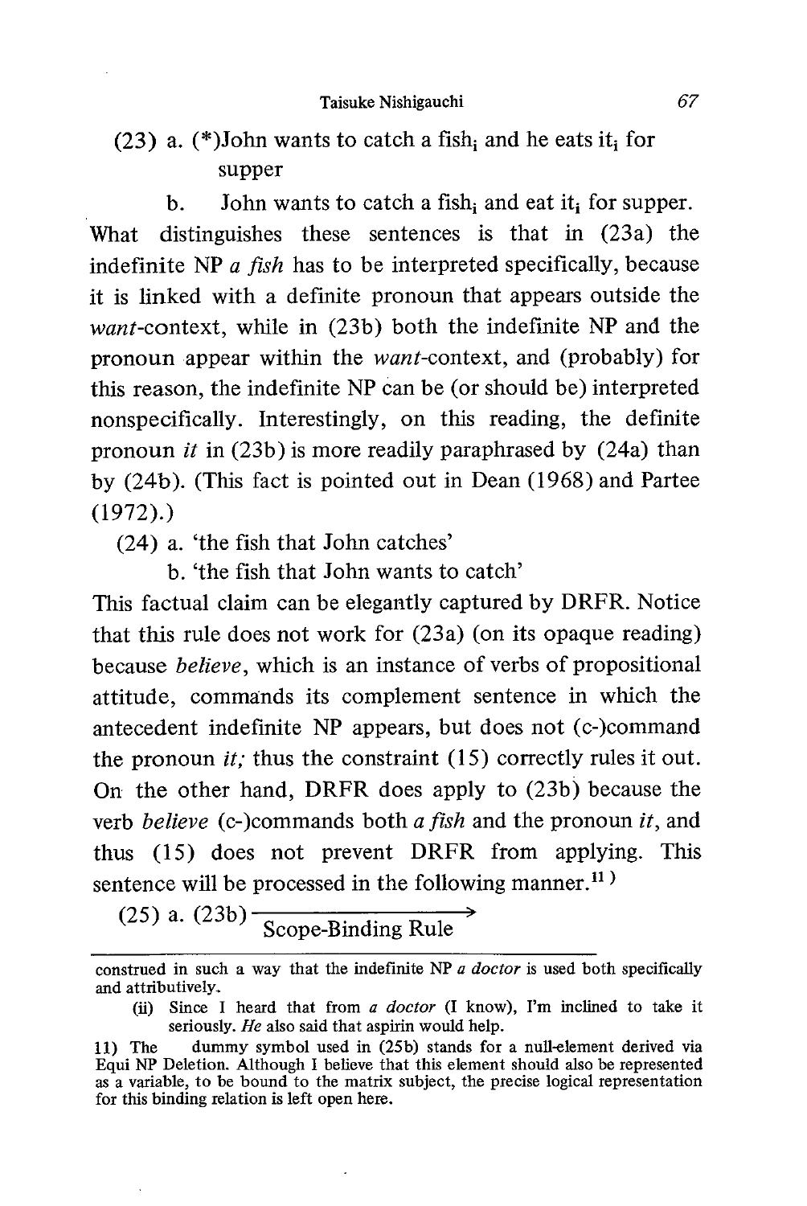(23) a. (*)John wants to catch a $fish_i$ and he eats $it_i$ for supper

b. John wants to catch a $fish_i$ and eat $it_i$ for supper.

What distinguishes these sentences is that in (23a) the indefinite NP *a fish* has to be interpreted specifically, because it is linked with a definite pronoun that appears outside the *want*-context, while in (23b) both the indefinite NP and the pronoun appear within the *want*-context, and (probably) for this reason, the indefinite NP can be (or should be) interpreted nonspecifically. Interestingly, on this reading, the definite pronoun *it* in (23b) is more readily paraphrased by (24a) than by (24b). (This fact is pointed out in Dean (1968) and Partee (1972).)

(24) a. 'the fish that John catches'

b. 'the fish that John wants to catch'

This factual claim can be elegantly captured by DRFR. Notice that this rule does not work for (23a) (on its opaque reading) because *believe*, which is an instance of verbs of propositional attitude, commands its complement sentence in which the antecedent indefinite NP appears, but does not (c-)command the pronoun *it;* thus the constraint (15) correctly rules it out. On the other hand, DRFR does apply to (23b) because the verb *believe* (c-)commands both *a fish* and the pronoun *it*, and thus (15) does not prevent DRFR from applying. This sentence will be processed in the following manner.[11]

(25) a. (23b) $\xrightarrow{\text{Scope-Binding Rule}}$

---

construed in such a way that the indefinite NP *a doctor* is used both specifically and attributively.

(ii) Since I heard that from *a doctor* (I know), I'm inclined to take it seriously. *He* also said that aspirin would help.

11) The dummy symbol used in (25b) stands for a null-element derived via Equi NP Deletion. Although I believe that this element should also be represented as a variable, to be bound to the matrix subject, the precise logical representation for this binding relation is left open here.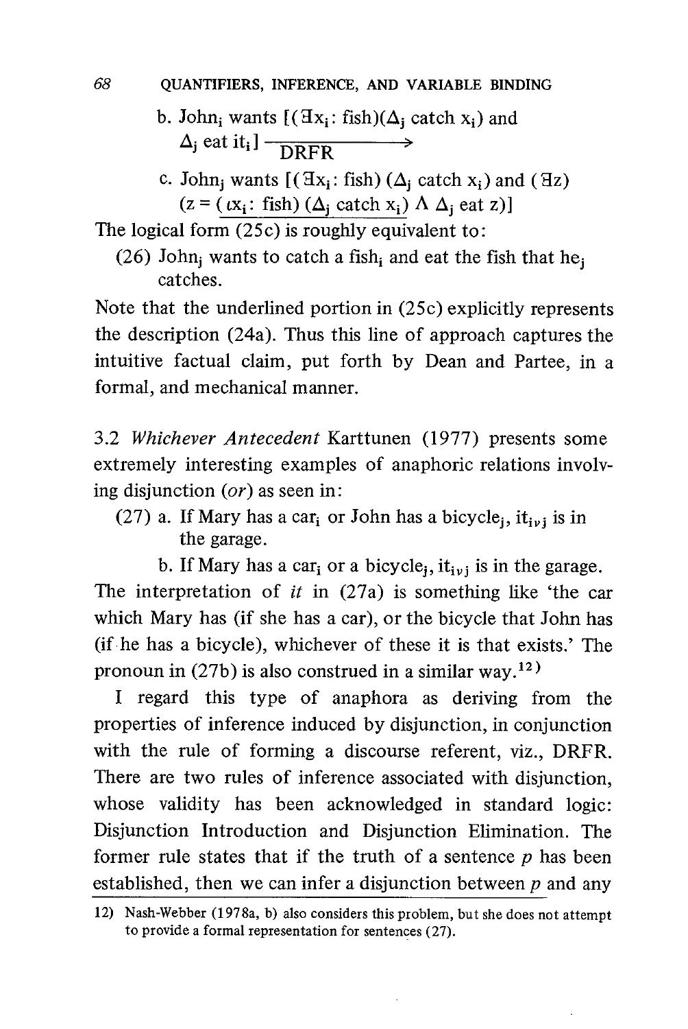b. $\text{John}_j$ wants $[(\exists x_i: \text{fish})(\Delta_j \text{ catch } x_i)$ and $\Delta_j$ eat $\text{it}_i] \xrightarrow{\text{DRFR}}$

c. $\text{John}_j$ wants $[(\exists x_i: \text{fish})(\Delta_j \text{ catch } x_i)$ and $(\exists z)$ $(z = \underline{(\iota x_i: \text{fish})(\Delta_j \text{ catch } x_i)} \wedge \Delta_j \text{ eat } z)]$

The logical form (25c) is roughly equivalent to:

(26) $\text{John}_j$ wants to catch a $\text{fish}_i$ and eat the fish that $\text{he}_j$ catches.

Note that the underlined portion in (25c) explicitly represents the description (24a). Thus this line of approach captures the intuitive factual claim, put forth by Dean and Partee, in a formal, and mechanical manner.

3.2 *Whichever Antecedent* Karttunen (1977) presents some extremely interesting examples of anaphoric relations involving disjunction (*or*) as seen in:

(27) a. If Mary has a $\text{car}_i$ or John has a $\text{bicycle}_j$, $\text{it}_{i \vee j}$ is in the garage.

b. If Mary has a $\text{car}_i$ or a $\text{bicycle}_j$, $\text{it}_{i \vee j}$ is in the garage.

The interpretation of *it* in (27a) is something like 'the car which Mary has (if she has a car), or the bicycle that John has (if he has a bicycle), whichever of these it is that exists.' The pronoun in (27b) is also construed in a similar way.[12)]

I regard this type of anaphora as deriving from the properties of inference induced by disjunction, in conjunction with the rule of forming a discourse referent, viz., DRFR. There are two rules of inference associated with disjunction, whose validity has been acknowledged in standard logic: Disjunction Introduction and Disjunction Elimination. The former rule states that if the truth of a sentence *p* has been established, then we can infer a disjunction between *p* and any

---

12) Nash-Webber (1978a, b) also considers this problem, but she does not attempt to provide a formal representation for sentences (27).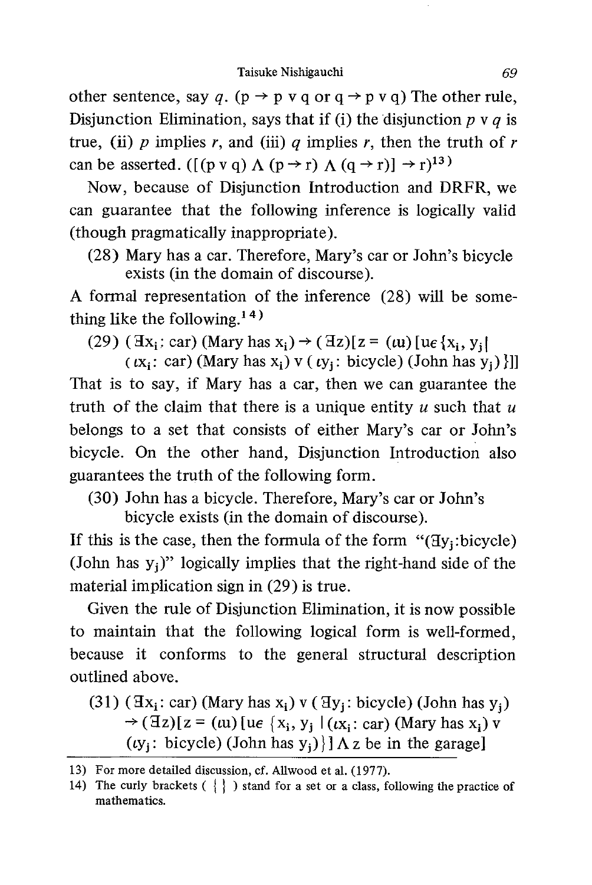other sentence, say *q*. ($p \rightarrow p \vee q$ or $q \rightarrow p \vee q$) The other rule, Disjunction Elimination, says that if (i) the disjunction $p \vee q$ is true, (ii) *p* implies *r*, and (iii) *q* implies *r*, then the truth of *r* can be asserted. ($[(p \vee q) \wedge (p \rightarrow r) \wedge (q \rightarrow r)] \rightarrow r$)[13]

Now, because of Disjunction Introduction and DRFR, we can guarantee that the following inference is logically valid (though pragmatically inappropriate).

(28) Mary has a car. Therefore, Mary's car or John's bicycle exists (in the domain of discourse).

A formal representation of the inference (28) will be something like the following.[14]

(29) $(\exists x_i$: car) (Mary has $x_i$) $\rightarrow (\exists z)[z = (\iota u)[u \in \{x_i, y_j \mid (\iota x_i$: car) (Mary has $x_i$) $\vee$ $(\iota y_j$: bicycle) (John has $y_j$)$\}]]$

That is to say, if Mary has a car, then we can guarantee the truth of the claim that there is a unique entity *u* such that *u* belongs to a set that consists of either Mary's car or John's bicycle. On the other hand, Disjunction Introduction also guarantees the truth of the following form.

(30) John has a bicycle. Therefore, Mary's car or John's bicycle exists (in the domain of discourse).

If this is the case, then the formula of the form "$(\exists y_j$:bicycle) (John has $y_j$)" logically implies that the right-hand side of the material implication sign in (29) is true.

Given the rule of Disjunction Elimination, it is now possible to maintain that the following logical form is well-formed, because it conforms to the general structural description outlined above.

(31) $(\exists x_i$: car) (Mary has $x_i$) $\vee$ $(\exists y_j$: bicycle) (John has $y_j$) $\rightarrow (\exists z)[z = (\iota u)[u \in \{x_i, y_j \mid (\iota x_i$: car) (Mary has $x_i$) $\vee$ $(\iota y_j$: bicycle) (John has $y_j$)$\}] \wedge$ z be in the garage]

---

13) For more detailed discussion, cf. Allwood et al. (1977).

14) The curly brackets ( { } ) stand for a set or a class, following the practice of mathematics.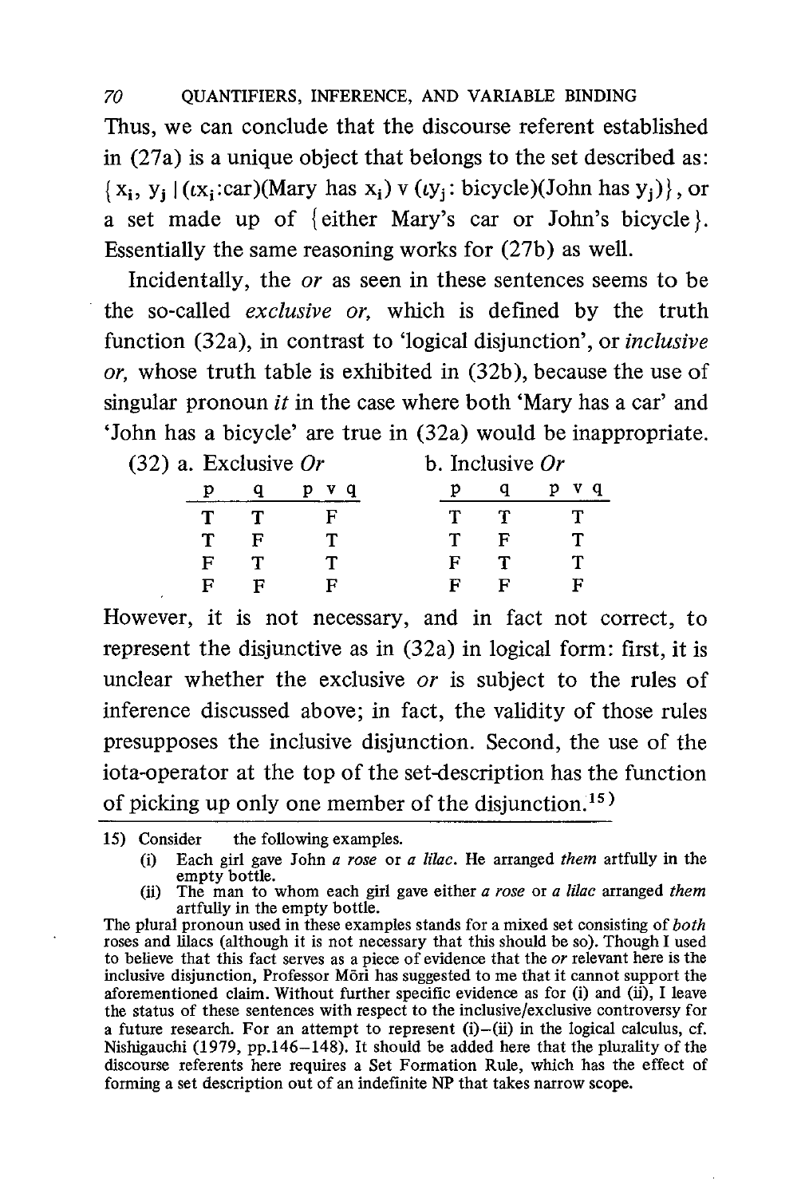Thus, we can conclude that the discourse referent established in (27a) is a unique object that belongs to the set described as: $\{x_i, y_j \mid (\iota x_i\text{:car})(\text{Mary has } x_i) \vee (\iota y_j\text{: bicycle})(\text{John has } y_j)\}$, or a set made up of {either Mary's car or John's bicycle}. Essentially the same reasoning works for (27b) as well.

Incidentally, the *or* as seen in these sentences seems to be the so-called *exclusive or*, which is defined by the truth function (32a), in contrast to 'logical disjunction', or *inclusive or*, whose truth table is exhibited in (32b), because the use of singular pronoun *it* in the case where both 'Mary has a car' and 'John has a bicycle' are true in (32a) would be inappropriate.

(32) a. Exclusive *Or*

| p | q | p v q |
|---|---|---|
| T | T | F |
| T | F | T |
| F | T | T |
| F | F | F |

b. Inclusive *Or*

| p | q | p v q |
|---|---|---|
| T | T | T |
| T | F | T |
| F | T | T |
| F | F | F |

However, it is not necessary, and in fact not correct, to represent the disjunctive as in (32a) in logical form: first, it is unclear whether the exclusive *or* is subject to the rules of inference discussed above; in fact, the validity of those rules presupposes the inclusive disjunction. Second, the use of the iota-operator at the top of the set-description has the function of picking up only one member of the disjunction.[15]

---

15) Consider the following examples.

(i) Each girl gave John *a rose* or *a lilac*. He arranged *them* artfully in the empty bottle.

(ii) The man to whom each girl gave either *a rose* or *a lilac* arranged *them* artfully in the empty bottle.

The plural pronoun used in these examples stands for a mixed set consisting of *both* roses and lilacs (although it is not necessary that this should be so). Though I used to believe that this fact serves as a piece of evidence that the *or* relevant here is the inclusive disjunction, Professor Mōri has suggested to me that it cannot support the aforementioned claim. Without further specific evidence as for (i) and (ii), I leave the status of these sentences with respect to the inclusive/exclusive controversy for a future research. For an attempt to represent (i)–(ii) in the logical calculus, cf. Nishigauchi (1979, pp.146–148). It should be added here that the plurality of the discourse referents here requires a Set Formation Rule, which has the effect of forming a set description out of an indefinite NP that takes narrow scope.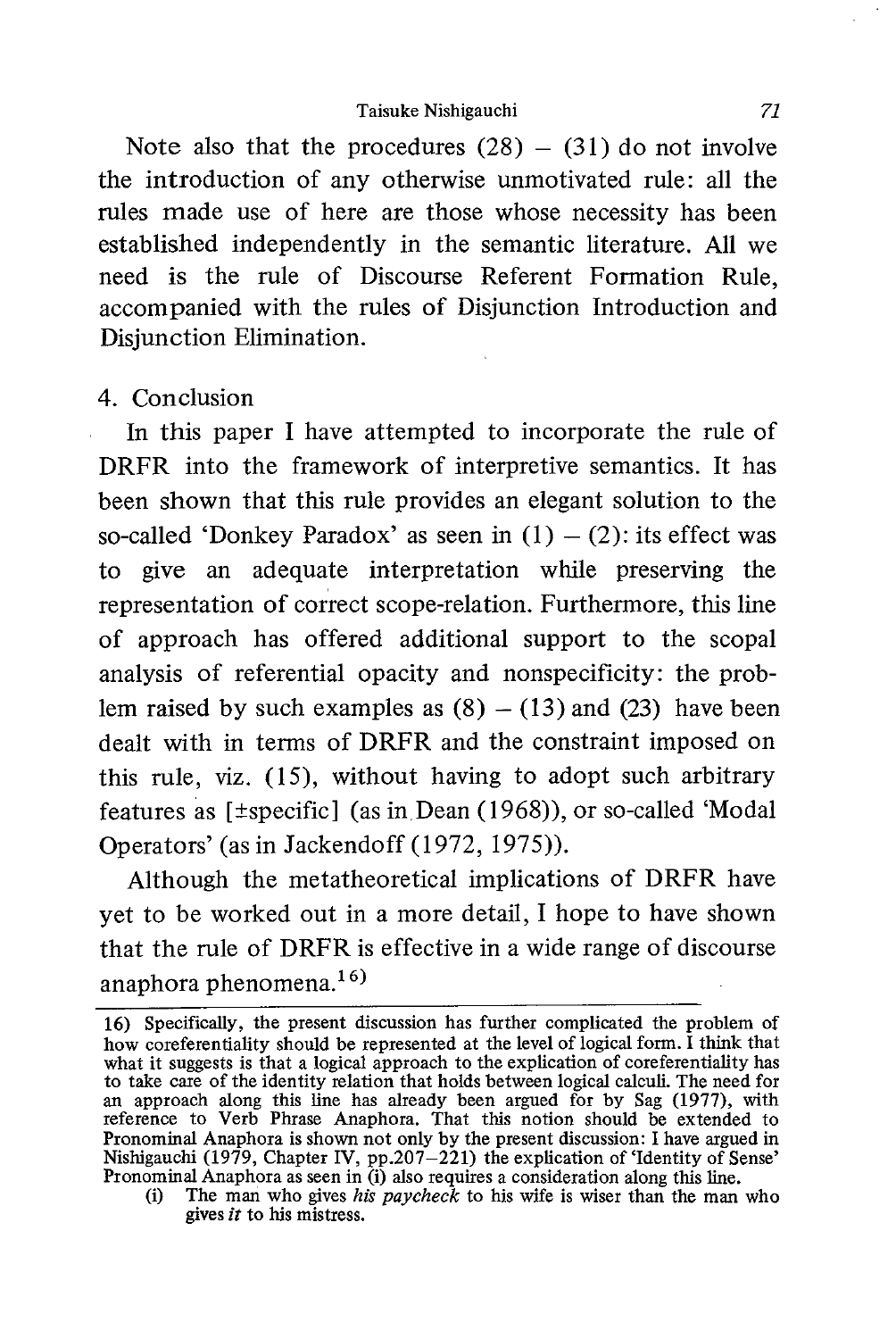Note also that the procedures (28) – (31) do not involve the introduction of any otherwise unmotivated rule: all the rules made use of here are those whose necessity has been established independently in the semantic literature. All we need is the rule of Discourse Referent Formation Rule, accompanied with the rules of Disjunction Introduction and Disjunction Elimination.

## 4. Conclusion

In this paper I have attempted to incorporate the rule of DRFR into the framework of interpretive semantics. It has been shown that this rule provides an elegant solution to the so-called 'Donkey Paradox' as seen in (1) – (2): its effect was to give an adequate interpretation while preserving the representation of correct scope-relation. Furthermore, this line of approach has offered additional support to the scopal analysis of referential opacity and nonspecificity: the problem raised by such examples as (8) – (13) and (23) have been dealt with in terms of DRFR and the constraint imposed on this rule, viz. (15), without having to adopt such arbitrary features as [±specific] (as in Dean (1968)), or so-called 'Modal Operators' (as in Jackendoff (1972, 1975)).

Although the metatheoretical implications of DRFR have yet to be worked out in a more detail, I hope to have shown that the rule of DRFR is effective in a wide range of discourse anaphora phenomena.[16]

---

16) Specifically, the present discussion has further complicated the problem of how coreferentiality should be represented at the level of logical form. I think that what it suggests is that a logical approach to the explication of coreferentiality has to take care of the identity relation that holds between logical calculi. The need for an approach along this line has already been argued for by Sag (1977), with reference to Verb Phrase Anaphora. That this notion should be extended to Pronominal Anaphora is shown not only by the present discussion: I have argued in Nishigauchi (1979, Chapter IV, pp.207–221) the explication of 'Identity of Sense' Pronominal Anaphora as seen in (i) also requires a consideration along this line.

(i) The man who gives *his paycheck* to his wife is wiser than the man who gives *it* to his mistress.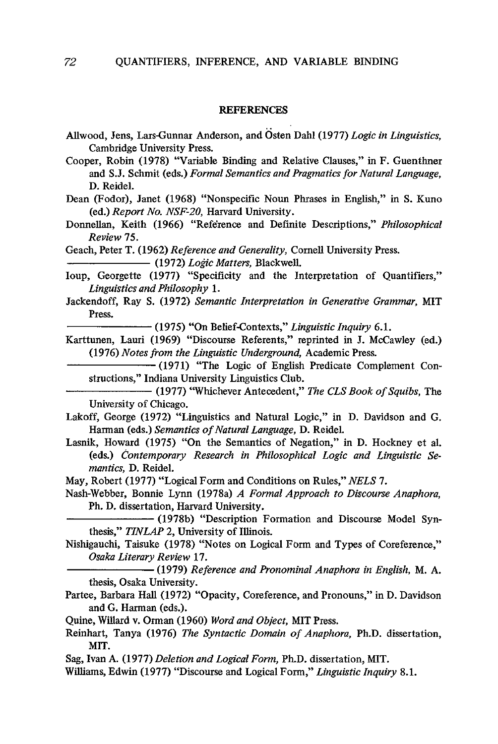## REFERENCES

Allwood, Jens, Lars-Gunnar Anderson, and Östen Dahl (1977) *Logic in Linguistics,* Cambridge University Press.

Cooper, Robin (1978) "Variable Binding and Relative Clauses," in F. Guenthner and S.J. Schmit (eds.) *Formal Semantics and Pragmatics for Natural Language,* D. Reidel.

Dean (Fodor), Janet (1968) "Nonspecific Noun Phrases in English," in S. Kuno (ed.) *Report No. NSF-20,* Harvard University.

Donnellan, Keith (1966) "Reference and Definite Descriptions," *Philosophical Review* 75.

Geach, Peter T. (1962) *Reference and Generality,* Cornell University Press.

——— (1972) *Logic Matters,* Blackwell.

Ioup, Georgette (1977) "Specificity and the Interpretation of Quantifiers," *Linguistics and Philosophy* 1.

Jackendoff, Ray S. (1972) *Semantic Interpretation in Generative Grammar,* MIT Press.

——— (1975) "On Belief-Contexts," *Linguistic Inquiry* 6.1.

Karttunen, Lauri (1969) "Discourse Referents," reprinted in J. McCawley (ed.) (1976) *Notes from the Linguistic Underground,* Academic Press.

——— (1971) "The Logic of English Predicate Complement Constructions," Indiana University Linguistics Club.

——— (1977) "Whichever Antecedent," *The CLS Book of Squibs,* The University of Chicago.

Lakoff, George (1972) "Linguistics and Natural Logic," in D. Davidson and G. Harman (eds.) *Semantics of Natural Language,* D. Reidel.

Lasnik, Howard (1975) "On the Semantics of Negation," in D. Hockney et al. (eds.) *Contemporary Research in Philosophical Logic and Linguistic Semantics,* D. Reidel.

May, Robert (1977) "Logical Form and Conditions on Rules," *NELS* 7.

Nash-Webber, Bonnie Lynn (1978a) *A Formal Approach to Discourse Anaphora,* Ph. D. dissertation, Harvard University.

——— (1978b) "Description Formation and Discourse Model Synthesis," *TINLAP* 2, University of Illinois.

Nishigauchi, Taisuke (1978) "Notes on Logical Form and Types of Coreference," *Osaka Literary Review* 17.

——— (1979) *Reference and Pronominal Anaphora in English,* M. A. thesis, Osaka University.

Partee, Barbara Hall (1972) "Opacity, Coreference, and Pronouns," in D. Davidson and G. Harman (eds.).

Quine, Willard v. Orman (1960) *Word and Object,* MIT Press.

Reinhart, Tanya (1976) *The Syntactic Domain of Anaphora,* Ph.D. dissertation, MIT.

Sag, Ivan A. (1977) *Deletion and Logical Form,* Ph.D. dissertation, MIT.

Williams, Edwin (1977) "Discourse and Logical Form," *Linguistic Inquiry* 8.1.